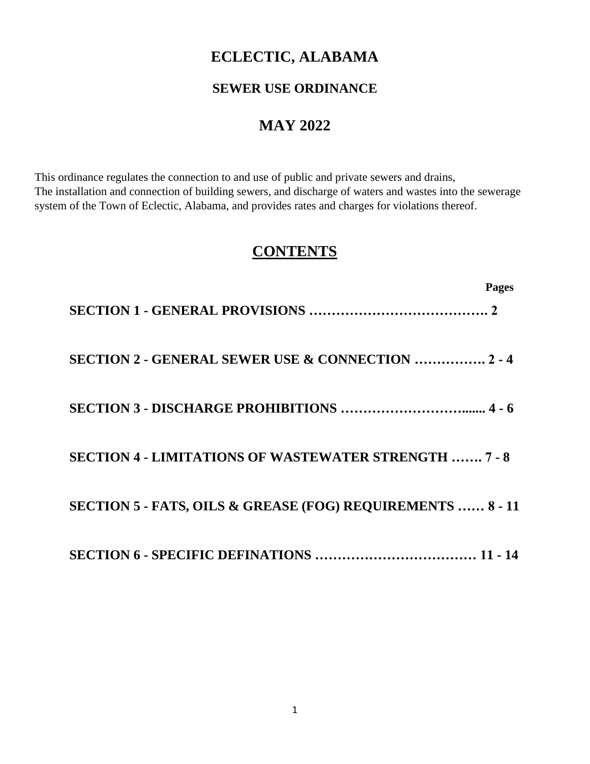# ECLECTIC, ALABAMA

## SEWER USE ORDINANCE

## MAY 2022

This ordinance regulates the connection to and use of public and private sewers and drains,
The installation and connection of building sewers, and discharge of waters and wastes into the sewerage system of the Town of Eclectic, Alabama, and provides rates and charges for violations thereof.

## CONTENTS

| | Pages |
|---|---|
| **SECTION 1 - GENERAL PROVISIONS** | **2** |
| **SECTION 2 - GENERAL SEWER USE & CONNECTION** | **2 - 4** |
| **SECTION 3 - DISCHARGE PROHIBITIONS** | **4 - 6** |
| **SECTION 4 - LIMITATIONS OF WASTEWATER STRENGTH** | **7 - 8** |
| **SECTION 5 - FATS, OILS & GREASE (FOG) REQUIREMENTS** | **8 - 11** |
| **SECTION 6 - SPECIFIC DEFINATIONS** | **11 - 14** |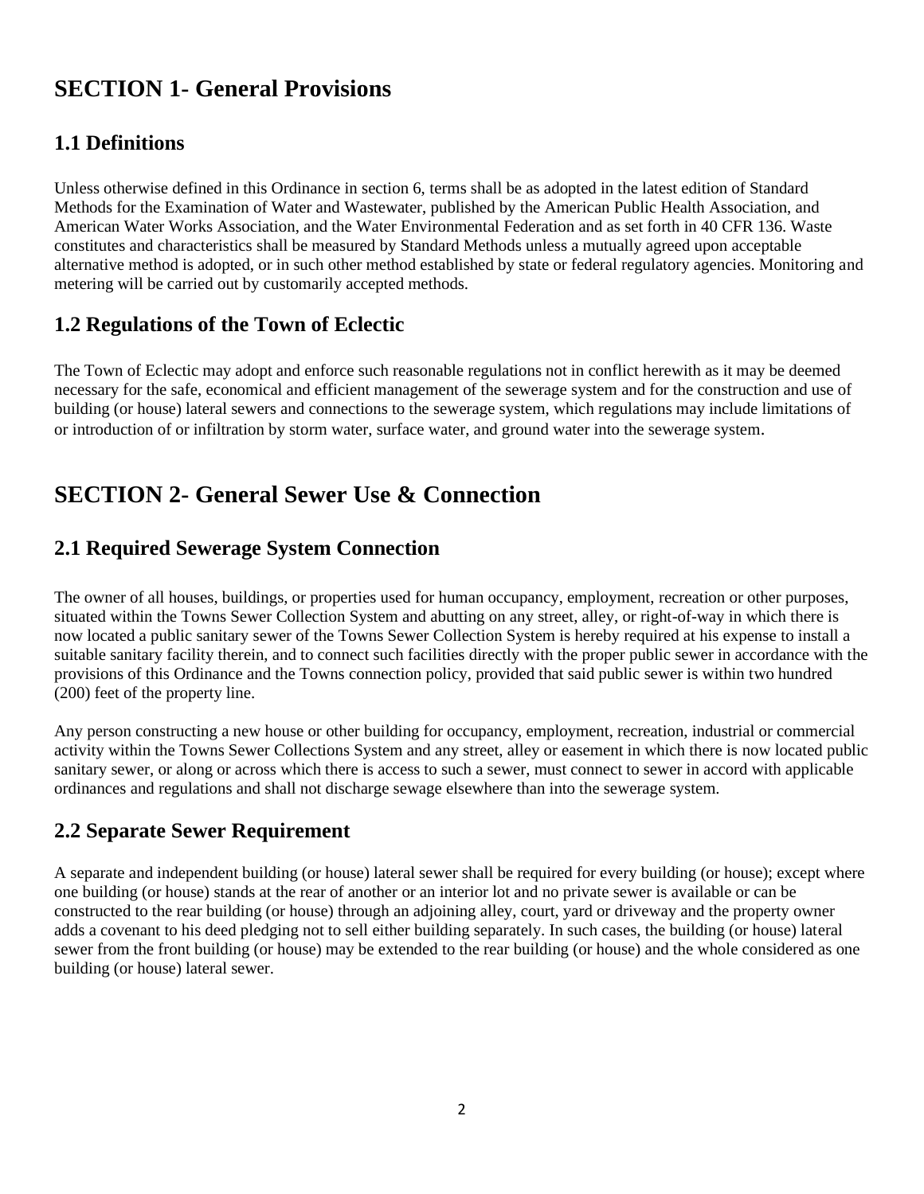# SECTION 1- General Provisions

## 1.1 Definitions

Unless otherwise defined in this Ordinance in section 6, terms shall be as adopted in the latest edition of Standard Methods for the Examination of Water and Wastewater, published by the American Public Health Association, and American Water Works Association, and the Water Environmental Federation and as set forth in 40 CFR 136. Waste constitutes and characteristics shall be measured by Standard Methods unless a mutually agreed upon acceptable alternative method is adopted, or in such other method established by state or federal regulatory agencies. Monitoring and metering will be carried out by customarily accepted methods.

## 1.2 Regulations of the Town of Eclectic

The Town of Eclectic may adopt and enforce such reasonable regulations not in conflict herewith as it may be deemed necessary for the safe, economical and efficient management of the sewerage system and for the construction and use of building (or house) lateral sewers and connections to the sewerage system, which regulations may include limitations of or introduction of or infiltration by storm water, surface water, and ground water into the sewerage system.

# SECTION 2- General Sewer Use & Connection

## 2.1 Required Sewerage System Connection

The owner of all houses, buildings, or properties used for human occupancy, employment, recreation or other purposes, situated within the Towns Sewer Collection System and abutting on any street, alley, or right-of-way in which there is now located a public sanitary sewer of the Towns Sewer Collection System is hereby required at his expense to install a suitable sanitary facility therein, and to connect such facilities directly with the proper public sewer in accordance with the provisions of this Ordinance and the Towns connection policy, provided that said public sewer is within two hundred (200) feet of the property line.

Any person constructing a new house or other building for occupancy, employment, recreation, industrial or commercial activity within the Towns Sewer Collections System and any street, alley or easement in which there is now located public sanitary sewer, or along or across which there is access to such a sewer, must connect to sewer in accord with applicable ordinances and regulations and shall not discharge sewage elsewhere than into the sewerage system.

## 2.2 Separate Sewer Requirement

A separate and independent building (or house) lateral sewer shall be required for every building (or house); except where one building (or house) stands at the rear of another or an interior lot and no private sewer is available or can be constructed to the rear building (or house) through an adjoining alley, court, yard or driveway and the property owner adds a covenant to his deed pledging not to sell either building separately. In such cases, the building (or house) lateral sewer from the front building (or house) may be extended to the rear building (or house) and the whole considered as one building (or house) lateral sewer.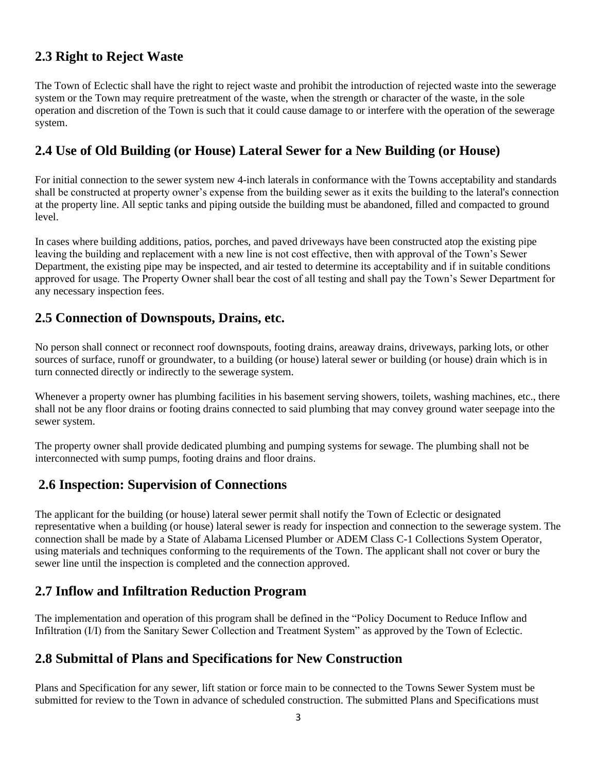## 2.3 Right to Reject Waste

The Town of Eclectic shall have the right to reject waste and prohibit the introduction of rejected waste into the sewerage system or the Town may require pretreatment of the waste, when the strength or character of the waste, in the sole operation and discretion of the Town is such that it could cause damage to or interfere with the operation of the sewerage system.

## 2.4 Use of Old Building (or House) Lateral Sewer for a New Building (or House)

For initial connection to the sewer system new 4-inch laterals in conformance with the Towns acceptability and standards shall be constructed at property owner's expense from the building sewer as it exits the building to the lateral's connection at the property line. All septic tanks and piping outside the building must be abandoned, filled and compacted to ground level.

In cases where building additions, patios, porches, and paved driveways have been constructed atop the existing pipe leaving the building and replacement with a new line is not cost effective, then with approval of the Town's Sewer Department, the existing pipe may be inspected, and air tested to determine its acceptability and if in suitable conditions approved for usage. The Property Owner shall bear the cost of all testing and shall pay the Town's Sewer Department for any necessary inspection fees.

## 2.5 Connection of Downspouts, Drains, etc.

No person shall connect or reconnect roof downspouts, footing drains, areaway drains, driveways, parking lots, or other sources of surface, runoff or groundwater, to a building (or house) lateral sewer or building (or house) drain which is in turn connected directly or indirectly to the sewerage system.

Whenever a property owner has plumbing facilities in his basement serving showers, toilets, washing machines, etc., there shall not be any floor drains or footing drains connected to said plumbing that may convey ground water seepage into the sewer system.

The property owner shall provide dedicated plumbing and pumping systems for sewage. The plumbing shall not be interconnected with sump pumps, footing drains and floor drains.

## 2.6 Inspection: Supervision of Connections

The applicant for the building (or house) lateral sewer permit shall notify the Town of Eclectic or designated representative when a building (or house) lateral sewer is ready for inspection and connection to the sewerage system. The connection shall be made by a State of Alabama Licensed Plumber or ADEM Class C-1 Collections System Operator, using materials and techniques conforming to the requirements of the Town. The applicant shall not cover or bury the sewer line until the inspection is completed and the connection approved.

## 2.7 Inflow and Infiltration Reduction Program

The implementation and operation of this program shall be defined in the "Policy Document to Reduce Inflow and Infiltration (I/I) from the Sanitary Sewer Collection and Treatment System" as approved by the Town of Eclectic.

## 2.8 Submittal of Plans and Specifications for New Construction

Plans and Specification for any sewer, lift station or force main to be connected to the Towns Sewer System must be submitted for review to the Town in advance of scheduled construction. The submitted Plans and Specifications must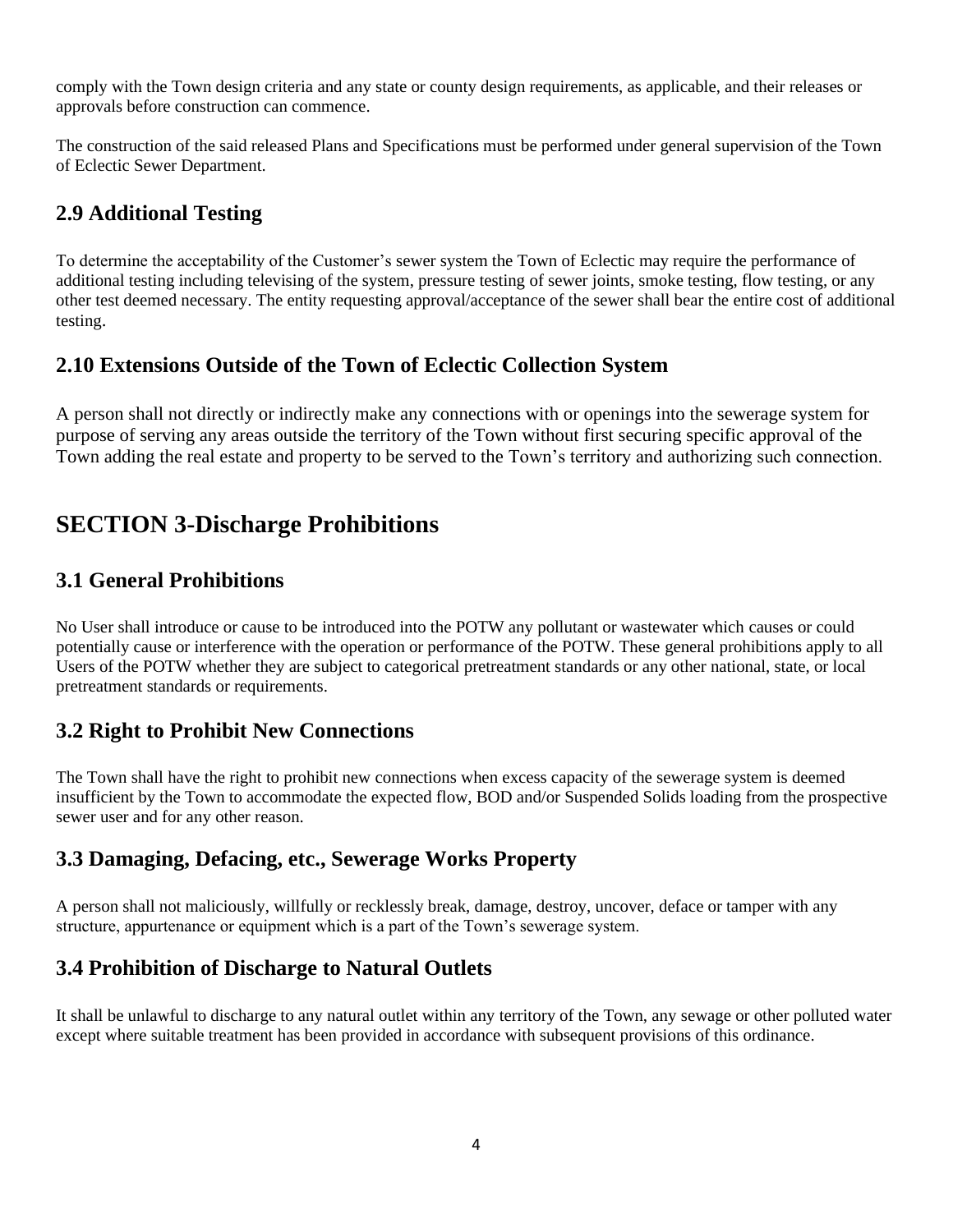comply with the Town design criteria and any state or county design requirements, as applicable, and their releases or approvals before construction can commence.

The construction of the said released Plans and Specifications must be performed under general supervision of the Town of Eclectic Sewer Department.

## 2.9 Additional Testing

To determine the acceptability of the Customer's sewer system the Town of Eclectic may require the performance of additional testing including televising of the system, pressure testing of sewer joints, smoke testing, flow testing, or any other test deemed necessary. The entity requesting approval/acceptance of the sewer shall bear the entire cost of additional testing.

## 2.10 Extensions Outside of the Town of Eclectic Collection System

A person shall not directly or indirectly make any connections with or openings into the sewerage system for purpose of serving any areas outside the territory of the Town without first securing specific approval of the Town adding the real estate and property to be served to the Town's territory and authorizing such connection.

# SECTION 3-Discharge Prohibitions

## 3.1 General Prohibitions

No User shall introduce or cause to be introduced into the POTW any pollutant or wastewater which causes or could potentially cause or interference with the operation or performance of the POTW. These general prohibitions apply to all Users of the POTW whether they are subject to categorical pretreatment standards or any other national, state, or local pretreatment standards or requirements.

## 3.2 Right to Prohibit New Connections

The Town shall have the right to prohibit new connections when excess capacity of the sewerage system is deemed insufficient by the Town to accommodate the expected flow, BOD and/or Suspended Solids loading from the prospective sewer user and for any other reason.

## 3.3 Damaging, Defacing, etc., Sewerage Works Property

A person shall not maliciously, willfully or recklessly break, damage, destroy, uncover, deface or tamper with any structure, appurtenance or equipment which is a part of the Town's sewerage system.

## 3.4 Prohibition of Discharge to Natural Outlets

It shall be unlawful to discharge to any natural outlet within any territory of the Town, any sewage or other polluted water except where suitable treatment has been provided in accordance with subsequent provisions of this ordinance.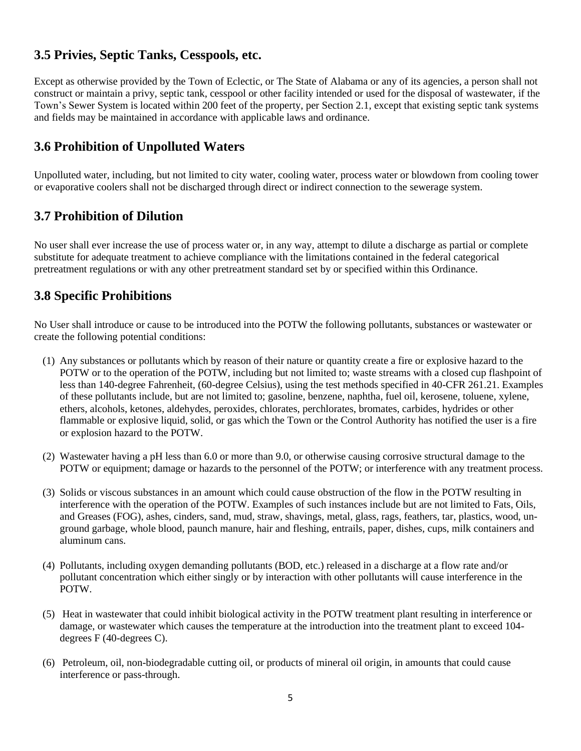## 3.5 Privies, Septic Tanks, Cesspools, etc.

Except as otherwise provided by the Town of Eclectic, or The State of Alabama or any of its agencies, a person shall not construct or maintain a privy, septic tank, cesspool or other facility intended or used for the disposal of wastewater, if the Town's Sewer System is located within 200 feet of the property, per Section 2.1, except that existing septic tank systems and fields may be maintained in accordance with applicable laws and ordinance.

## 3.6 Prohibition of Unpolluted Waters

Unpolluted water, including, but not limited to city water, cooling water, process water or blowdown from cooling tower or evaporative coolers shall not be discharged through direct or indirect connection to the sewerage system.

## 3.7 Prohibition of Dilution

No user shall ever increase the use of process water or, in any way, attempt to dilute a discharge as partial or complete substitute for adequate treatment to achieve compliance with the limitations contained in the federal categorical pretreatment regulations or with any other pretreatment standard set by or specified within this Ordinance.

## 3.8 Specific Prohibitions

No User shall introduce or cause to be introduced into the POTW the following pollutants, substances or wastewater or create the following potential conditions:

(1) Any substances or pollutants which by reason of their nature or quantity create a fire or explosive hazard to the POTW or to the operation of the POTW, including but not limited to; waste streams with a closed cup flashpoint of less than 140-degree Fahrenheit, (60-degree Celsius), using the test methods specified in 40-CFR 261.21. Examples of these pollutants include, but are not limited to; gasoline, benzene, naphtha, fuel oil, kerosene, toluene, xylene, ethers, alcohols, ketones, aldehydes, peroxides, chlorates, perchlorates, bromates, carbides, hydrides or other flammable or explosive liquid, solid, or gas which the Town or the Control Authority has notified the user is a fire or explosion hazard to the POTW.

(2) Wastewater having a pH less than 6.0 or more than 9.0, or otherwise causing corrosive structural damage to the POTW or equipment; damage or hazards to the personnel of the POTW; or interference with any treatment process.

(3) Solids or viscous substances in an amount which could cause obstruction of the flow in the POTW resulting in interference with the operation of the POTW. Examples of such instances include but are not limited to Fats, Oils, and Greases (FOG), ashes, cinders, sand, mud, straw, shavings, metal, glass, rags, feathers, tar, plastics, wood, un-ground garbage, whole blood, paunch manure, hair and fleshing, entrails, paper, dishes, cups, milk containers and aluminum cans.

(4) Pollutants, including oxygen demanding pollutants (BOD, etc.) released in a discharge at a flow rate and/or pollutant concentration which either singly or by interaction with other pollutants will cause interference in the POTW.

(5) Heat in wastewater that could inhibit biological activity in the POTW treatment plant resulting in interference or damage, or wastewater which causes the temperature at the introduction into the treatment plant to exceed 104-degrees F (40-degrees C).

(6) Petroleum, oil, non-biodegradable cutting oil, or products of mineral oil origin, in amounts that could cause interference or pass-through.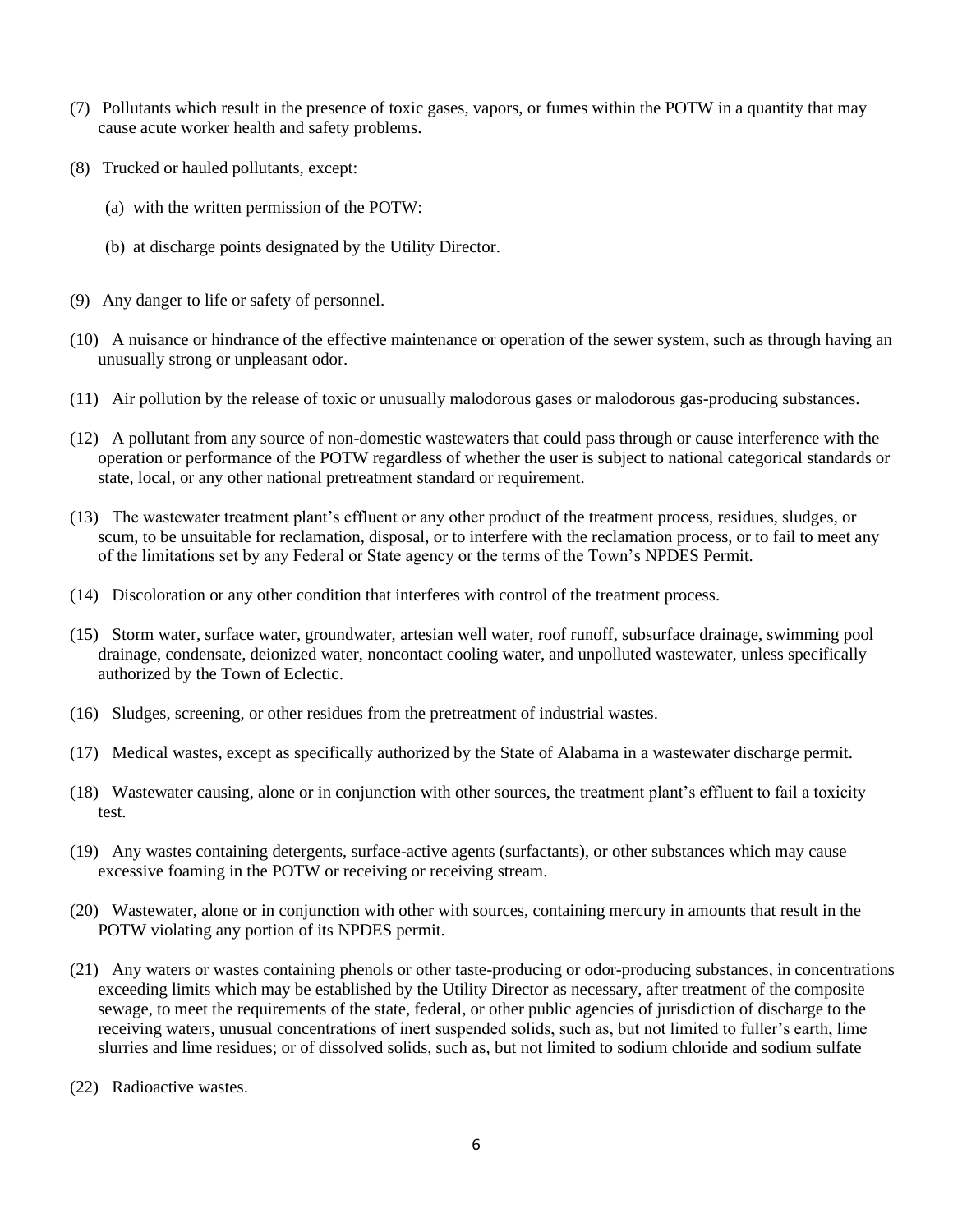(7) Pollutants which result in the presence of toxic gases, vapors, or fumes within the POTW in a quantity that may cause acute worker health and safety problems.

(8) Trucked or hauled pollutants, except:

  (a) with the written permission of the POTW:

  (b) at discharge points designated by the Utility Director.

(9) Any danger to life or safety of personnel.

(10) A nuisance or hindrance of the effective maintenance or operation of the sewer system, such as through having an unusually strong or unpleasant odor.

(11) Air pollution by the release of toxic or unusually malodorous gases or malodorous gas-producing substances.

(12) A pollutant from any source of non-domestic wastewaters that could pass through or cause interference with the operation or performance of the POTW regardless of whether the user is subject to national categorical standards or state, local, or any other national pretreatment standard or requirement.

(13) The wastewater treatment plant's effluent or any other product of the treatment process, residues, sludges, or scum, to be unsuitable for reclamation, disposal, or to interfere with the reclamation process, or to fail to meet any of the limitations set by any Federal or State agency or the terms of the Town's NPDES Permit.

(14) Discoloration or any other condition that interferes with control of the treatment process.

(15) Storm water, surface water, groundwater, artesian well water, roof runoff, subsurface drainage, swimming pool drainage, condensate, deionized water, noncontact cooling water, and unpolluted wastewater, unless specifically authorized by the Town of Eclectic.

(16) Sludges, screening, or other residues from the pretreatment of industrial wastes.

(17) Medical wastes, except as specifically authorized by the State of Alabama in a wastewater discharge permit.

(18) Wastewater causing, alone or in conjunction with other sources, the treatment plant's effluent to fail a toxicity test.

(19) Any wastes containing detergents, surface-active agents (surfactants), or other substances which may cause excessive foaming in the POTW or receiving or receiving stream.

(20) Wastewater, alone or in conjunction with other with sources, containing mercury in amounts that result in the POTW violating any portion of its NPDES permit.

(21) Any waters or wastes containing phenols or other taste-producing or odor-producing substances, in concentrations exceeding limits which may be established by the Utility Director as necessary, after treatment of the composite sewage, to meet the requirements of the state, federal, or other public agencies of jurisdiction of discharge to the receiving waters, unusual concentrations of inert suspended solids, such as, but not limited to fuller's earth, lime slurries and lime residues; or of dissolved solids, such as, but not limited to sodium chloride and sodium sulfate

(22) Radioactive wastes.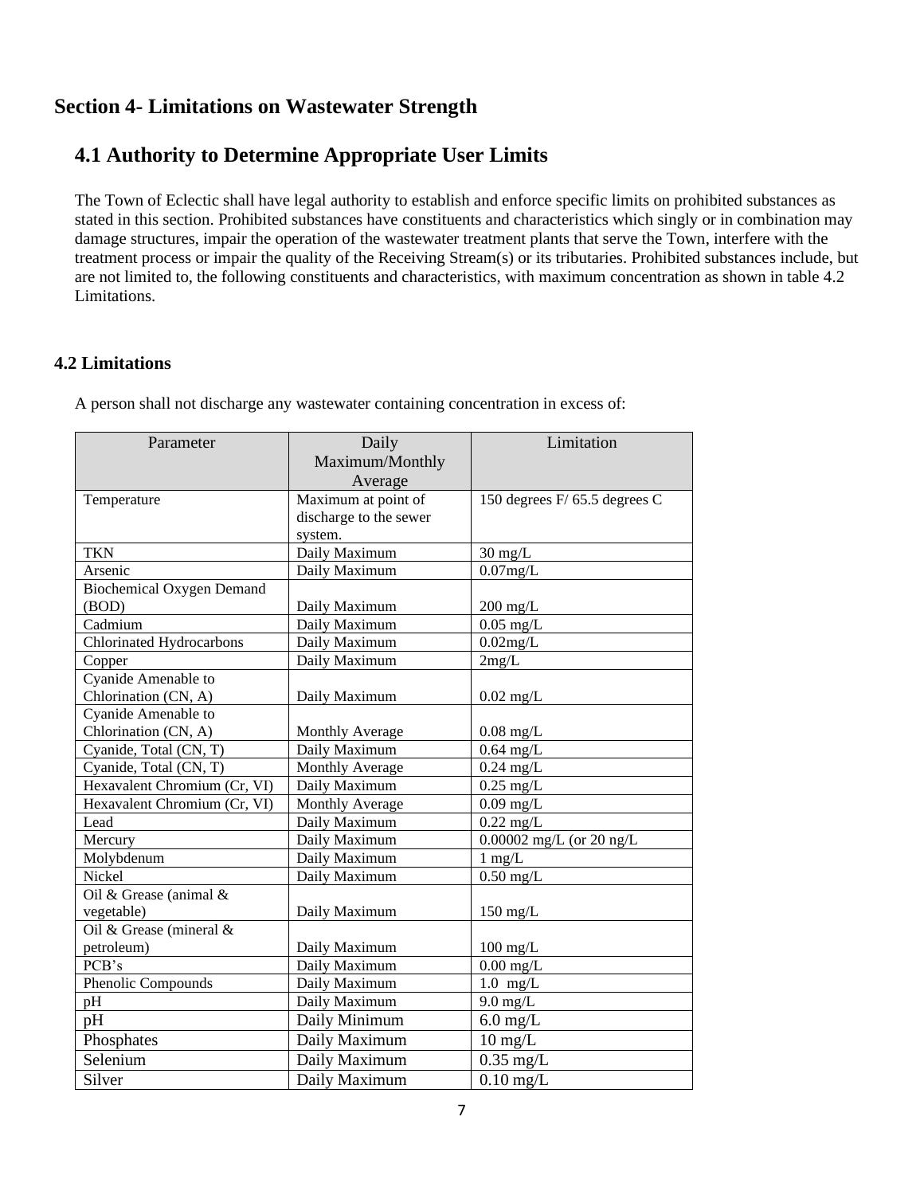# Section 4- Limitations on Wastewater Strength

## 4.1 Authority to Determine Appropriate User Limits

The Town of Eclectic shall have legal authority to establish and enforce specific limits on prohibited substances as stated in this section. Prohibited substances have constituents and characteristics which singly or in combination may damage structures, impair the operation of the wastewater treatment plants that serve the Town, interfere with the treatment process or impair the quality of the Receiving Stream(s) or its tributaries. Prohibited substances include, but are not limited to, the following constituents and characteristics, with maximum concentration as shown in table 4.2 Limitations.

### 4.2 Limitations

A person shall not discharge any wastewater containing concentration in excess of:

| Parameter | Daily Maximum/Monthly Average | Limitation |
|---|---|---|
| Temperature | Maximum at point of discharge to the sewer system. | 150 degrees F/ 65.5 degrees C |
| TKN | Daily Maximum | 30 mg/L |
| Arsenic | Daily Maximum | 0.07mg/L |
| Biochemical Oxygen Demand (BOD) | Daily Maximum | 200 mg/L |
| Cadmium | Daily Maximum | 0.05 mg/L |
| Chlorinated Hydrocarbons | Daily Maximum | 0.02mg/L |
| Copper | Daily Maximum | 2mg/L |
| Cyanide Amenable to Chlorination (CN, A) | Daily Maximum | 0.02 mg/L |
| Cyanide Amenable to Chlorination (CN, A) | Monthly Average | 0.08 mg/L |
| Cyanide, Total (CN, T) | Daily Maximum | 0.64 mg/L |
| Cyanide, Total (CN, T) | Monthly Average | 0.24 mg/L |
| Hexavalent Chromium (Cr, VI) | Daily Maximum | 0.25 mg/L |
| Hexavalent Chromium (Cr, VI) | Monthly Average | 0.09 mg/L |
| Lead | Daily Maximum | 0.22 mg/L |
| Mercury | Daily Maximum | 0.00002 mg/L (or 20 ng/L |
| Molybdenum | Daily Maximum | 1 mg/L |
| Nickel | Daily Maximum | 0.50 mg/L |
| Oil & Grease (animal & vegetable) | Daily Maximum | 150 mg/L |
| Oil & Grease (mineral & petroleum) | Daily Maximum | 100 mg/L |
| PCB's | Daily Maximum | 0.00 mg/L |
| Phenolic Compounds | Daily Maximum | 1.0 mg/L |
| pH | Daily Maximum | 9.0 mg/L |
| pH | Daily Minimum | 6.0 mg/L |
| Phosphates | Daily Maximum | 10 mg/L |
| Selenium | Daily Maximum | 0.35 mg/L |
| Silver | Daily Maximum | 0.10 mg/L |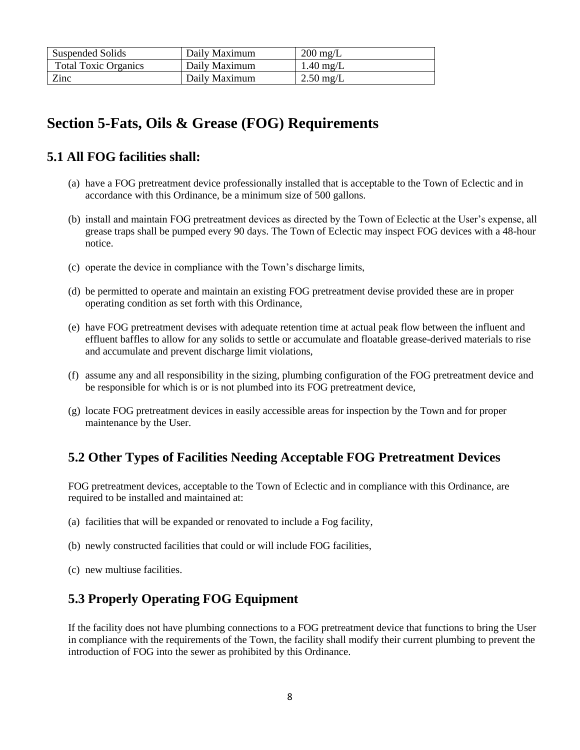| Suspended Solids | Daily Maximum | 200 mg/L |
| --- | --- | --- |
| Total Toxic Organics | Daily Maximum | 1.40 mg/L |
| Zinc | Daily Maximum | 2.50 mg/L |

# Section 5-Fats, Oils & Grease (FOG) Requirements

## 5.1 All FOG facilities shall:

(a) have a FOG pretreatment device professionally installed that is acceptable to the Town of Eclectic and in accordance with this Ordinance, be a minimum size of 500 gallons.

(b) install and maintain FOG pretreatment devices as directed by the Town of Eclectic at the User's expense, all grease traps shall be pumped every 90 days. The Town of Eclectic may inspect FOG devices with a 48-hour notice.

(c) operate the device in compliance with the Town's discharge limits,

(d) be permitted to operate and maintain an existing FOG pretreatment devise provided these are in proper operating condition as set forth with this Ordinance,

(e) have FOG pretreatment devises with adequate retention time at actual peak flow between the influent and effluent baffles to allow for any solids to settle or accumulate and floatable grease-derived materials to rise and accumulate and prevent discharge limit violations,

(f) assume any and all responsibility in the sizing, plumbing configuration of the FOG pretreatment device and be responsible for which is or is not plumbed into its FOG pretreatment device,

(g) locate FOG pretreatment devices in easily accessible areas for inspection by the Town and for proper maintenance by the User.

## 5.2 Other Types of Facilities Needing Acceptable FOG Pretreatment Devices

FOG pretreatment devices, acceptable to the Town of Eclectic and in compliance with this Ordinance, are required to be installed and maintained at:

(a) facilities that will be expanded or renovated to include a Fog facility,

(b) newly constructed facilities that could or will include FOG facilities,

(c) new multiuse facilities.

## 5.3 Properly Operating FOG Equipment

If the facility does not have plumbing connections to a FOG pretreatment device that functions to bring the User in compliance with the requirements of the Town, the facility shall modify their current plumbing to prevent the introduction of FOG into the sewer as prohibited by this Ordinance.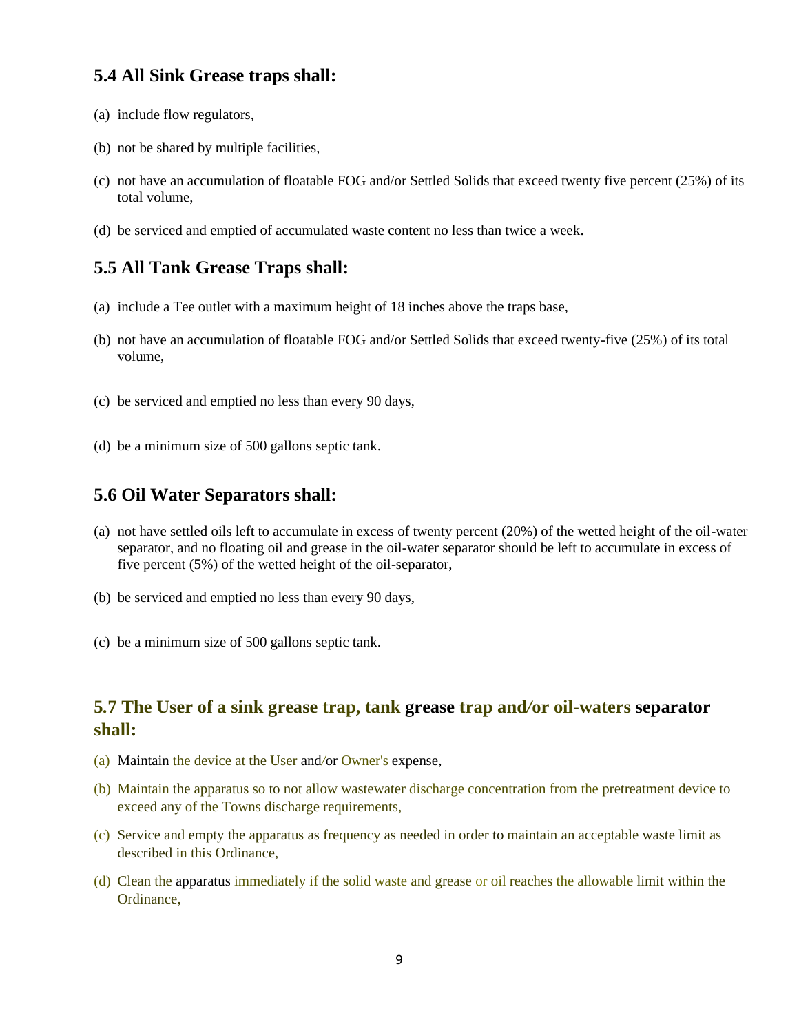## 5.4 All Sink Grease traps shall:

(a) include flow regulators,

(b) not be shared by multiple facilities,

(c) not have an accumulation of floatable FOG and/or Settled Solids that exceed twenty five percent (25%) of its total volume,

(d) be serviced and emptied of accumulated waste content no less than twice a week.

## 5.5 All Tank Grease Traps shall:

(a) include a Tee outlet with a maximum height of 18 inches above the traps base,

(b) not have an accumulation of floatable FOG and/or Settled Solids that exceed twenty-five (25%) of its total volume,

(c) be serviced and emptied no less than every 90 days,

(d) be a minimum size of 500 gallons septic tank.

## 5.6 Oil Water Separators shall:

(a) not have settled oils left to accumulate in excess of twenty percent (20%) of the wetted height of the oil-water separator, and no floating oil and grease in the oil-water separator should be left to accumulate in excess of five percent (5%) of the wetted height of the oil-separator,

(b) be serviced and emptied no less than every 90 days,

(c) be a minimum size of 500 gallons septic tank.

## 5.7 The User of a sink grease trap, tank grease trap and/or oil-waters separator shall:

(a) Maintain the device at the User and/or Owner's expense,

(b) Maintain the apparatus so to not allow wastewater discharge concentration from the pretreatment device to exceed any of the Towns discharge requirements,

(c) Service and empty the apparatus as frequency as needed in order to maintain an acceptable waste limit as described in this Ordinance,

(d) Clean the apparatus immediately if the solid waste and grease or oil reaches the allowable limit within the Ordinance,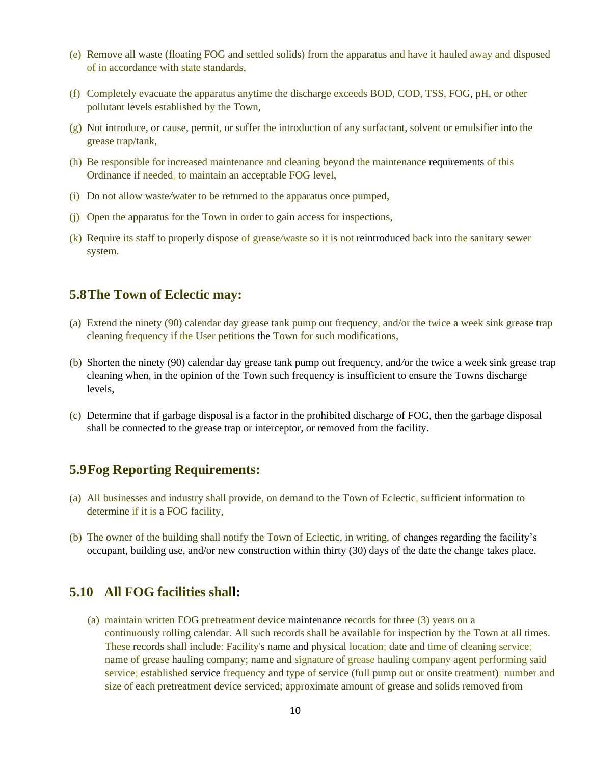(e) Remove all waste (floating FOG and settled solids) from the apparatus and have it hauled away and disposed of in accordance with state standards,

(f) Completely evacuate the apparatus anytime the discharge exceeds BOD, COD, TSS, FOG, pH, or other pollutant levels established by the Town,

(g) Not introduce, or cause, permit, or suffer the introduction of any surfactant, solvent or emulsifier into the grease trap/tank,

(h) Be responsible for increased maintenance and cleaning beyond the maintenance requirements of this Ordinance if needed, to maintain an acceptable FOG level,

(i) Do not allow waste/water to be returned to the apparatus once pumped,

(j) Open the apparatus for the Town in order to gain access for inspections,

(k) Require its staff to properly dispose of grease/waste so it is not reintroduced back into the sanitary sewer system.

## 5.8 The Town of Eclectic may:

(a) Extend the ninety (90) calendar day grease tank pump out frequency, and/or the twice a week sink grease trap cleaning frequency if the User petitions the Town for such modifications,

(b) Shorten the ninety (90) calendar day grease tank pump out frequency, and/or the twice a week sink grease trap cleaning when, in the opinion of the Town such frequency is insufficient to ensure the Towns discharge levels,

(c) Determine that if garbage disposal is a factor in the prohibited discharge of FOG, then the garbage disposal shall be connected to the grease trap or interceptor, or removed from the facility.

## 5.9 Fog Reporting Requirements:

(a) All businesses and industry shall provide, on demand to the Town of Eclectic, sufficient information to determine if it is a FOG facility,

(b) The owner of the building shall notify the Town of Eclectic, in writing, of changes regarding the facility's occupant, building use, and/or new construction within thirty (30) days of the date the change takes place.

## 5.10 All FOG facilities shall:

(a) maintain written FOG pretreatment device maintenance records for three (3) years on a continuously rolling calendar. All such records shall be available for inspection by the Town at all times. These records shall include: Facility's name and physical location; date and time of cleaning service; name of grease hauling company; name and signature of grease hauling company agent performing said service; established service frequency and type of service (full pump out or onsite treatment); number and size of each pretreatment device serviced; approximate amount of grease and solids removed from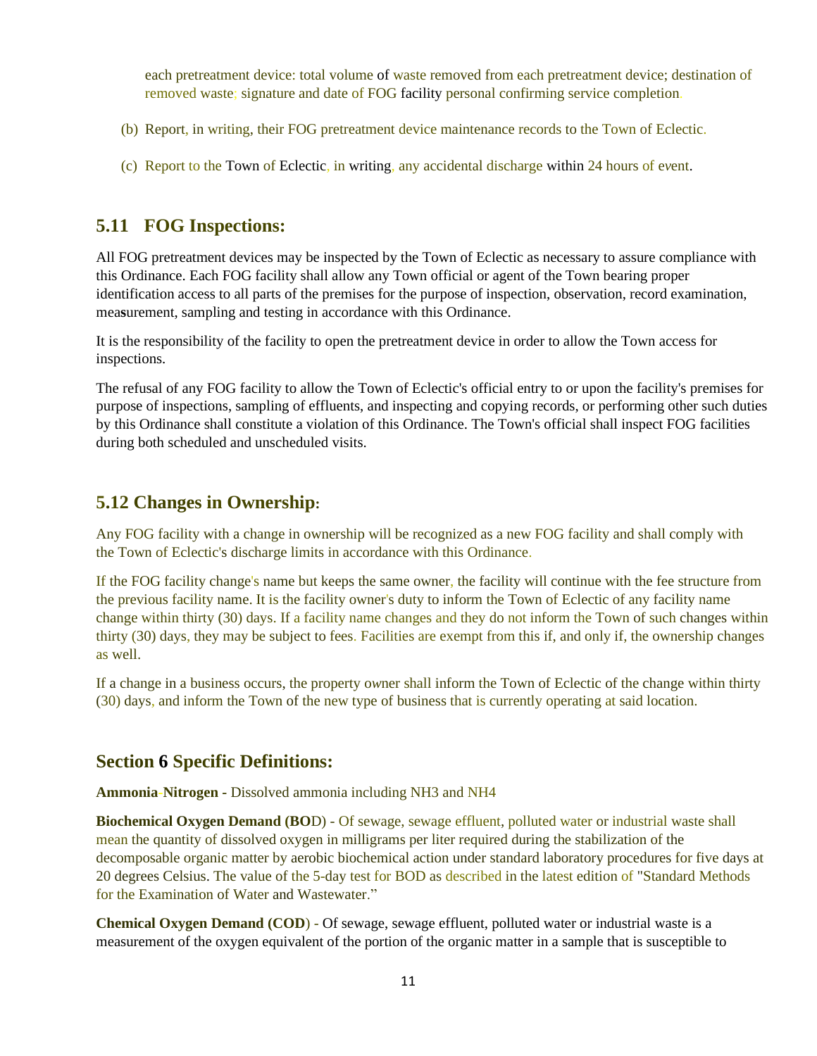each pretreatment device: total volume of waste removed from each pretreatment device; destination of removed waste; signature and date of FOG facility personal confirming service completion.

(b) Report, in writing, their FOG pretreatment device maintenance records to the Town of Eclectic.

(c) Report to the Town of Eclectic, in writing, any accidental discharge within 24 hours of event.

## 5.11 FOG Inspections:

All FOG pretreatment devices may be inspected by the Town of Eclectic as necessary to assure compliance with this Ordinance. Each FOG facility shall allow any Town official or agent of the Town bearing proper identification access to all parts of the premises for the purpose of inspection, observation, record examination, measurement, sampling and testing in accordance with this Ordinance.

It is the responsibility of the facility to open the pretreatment device in order to allow the Town access for inspections.

The refusal of any FOG facility to allow the Town of Eclectic's official entry to or upon the facility's premises for purpose of inspections, sampling of effluents, and inspecting and copying records, or performing other such duties by this Ordinance shall constitute a violation of this Ordinance. The Town's official shall inspect FOG facilities during both scheduled and unscheduled visits.

## 5.12 Changes in Ownership:

Any FOG facility with a change in ownership will be recognized as a new FOG facility and shall comply with the Town of Eclectic's discharge limits in accordance with this Ordinance.

If the FOG facility change's name but keeps the same owner, the facility will continue with the fee structure from the previous facility name. It is the facility owner's duty to inform the Town of Eclectic of any facility name change within thirty (30) days. If a facility name changes and they do not inform the Town of such changes within thirty (30) days, they may be subject to fees. Facilities are exempt from this if, and only if, the ownership changes as well.

If a change in a business occurs, the property owner shall inform the Town of Eclectic of the change within thirty (30) days, and inform the Town of the new type of business that is currently operating at said location.

## Section 6 Specific Definitions:

**Ammonia-Nitrogen** - Dissolved ammonia including $NH_3$ and $NH_4$

**Biochemical Oxygen Demand (BOD)** - Of sewage, sewage effluent, polluted water or industrial waste shall mean the quantity of dissolved oxygen in milligrams per liter required during the stabilization of the decomposable organic matter by aerobic biochemical action under standard laboratory procedures for five days at 20 degrees Celsius. The value of the 5-day test for BOD as described in the latest edition of "Standard Methods for the Examination of Water and Wastewater."

**Chemical Oxygen Demand (COD)** - Of sewage, sewage effluent, polluted water or industrial waste is a measurement of the oxygen equivalent of the portion of the organic matter in a sample that is susceptible to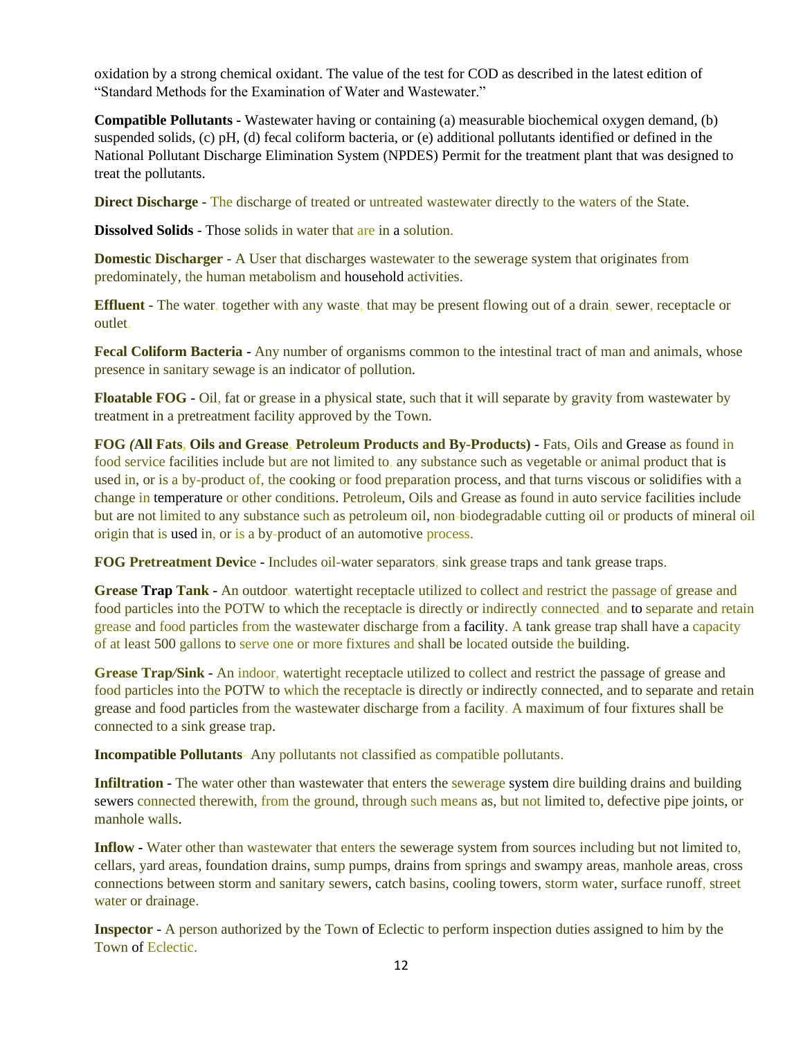oxidation by a strong chemical oxidant. The value of the test for COD as described in the latest edition of "Standard Methods for the Examination of Water and Wastewater."

**Compatible Pollutants** - Wastewater having or containing (a) measurable biochemical oxygen demand, (b) suspended solids, (c) pH, (d) fecal coliform bacteria, or (e) additional pollutants identified or defined in the National Pollutant Discharge Elimination System (NPDES) Permit for the treatment plant that was designed to treat the pollutants.

**Direct Discharge** - The discharge of treated or untreated wastewater directly to the waters of the State.

**Dissolved Solids** - Those solids in water that are in a solution.

**Domestic Discharger** - A User that discharges wastewater to the sewerage system that originates from predominately, the human metabolism and household activities.

**Effluent** - The water, together with any waste, that may be present flowing out of a drain, sewer, receptacle or outlet.

**Fecal Coliform Bacteria** - Any number of organisms common to the intestinal tract of man and animals, whose presence in sanitary sewage is an indicator of pollution.

**Floatable FOG** - Oil, fat or grease in a physical state, such that it will separate by gravity from wastewater by treatment in a pretreatment facility approved by the Town.

**FOG (All Fats, Oils and Grease, Petroleum Products and By-Products)** - Fats, Oils and Grease as found in food service facilities include but are not limited to, any substance such as vegetable or animal product that is used in, or is a by-product of, the cooking or food preparation process, and that turns viscous or solidifies with a change in temperature or other conditions. Petroleum, Oils and Grease as found in auto service facilities include but are not limited to any substance such as petroleum oil, non-biodegradable cutting oil or products of mineral oil origin that is used in, or is a by-product of an automotive process.

**FOG Pretreatment Device** - Includes oil-water separators, sink grease traps and tank grease traps.

**Grease Trap Tank** - An outdoor, watertight receptacle utilized to collect and restrict the passage of grease and food particles into the POTW to which the receptacle is directly or indirectly connected, and to separate and retain grease and food particles from the wastewater discharge from a facility. A tank grease trap shall have a capacity of at least 500 gallons to serve one or more fixtures and shall be located outside the building.

**Grease Trap/Sink** - An indoor, watertight receptacle utilized to collect and restrict the passage of grease and food particles into the POTW to which the receptacle is directly or indirectly connected, and to separate and retain grease and food particles from the wastewater discharge from a facility. A maximum of four fixtures shall be connected to a sink grease trap.

**Incompatible Pollutants**- Any pollutants not classified as compatible pollutants.

**Infiltration** - The water other than wastewater that enters the sewerage system dire building drains and building sewers connected therewith, from the ground, through such means as, but not limited to, defective pipe joints, or manhole walls.

**Inflow** - Water other than wastewater that enters the sewerage system from sources including but not limited to, cellars, yard areas, foundation drains, sump pumps, drains from springs and swampy areas, manhole areas, cross connections between storm and sanitary sewers, catch basins, cooling towers, storm water, surface runoff, street water or drainage.

**Inspector** - A person authorized by the Town of Eclectic to perform inspection duties assigned to him by the Town of Eclectic.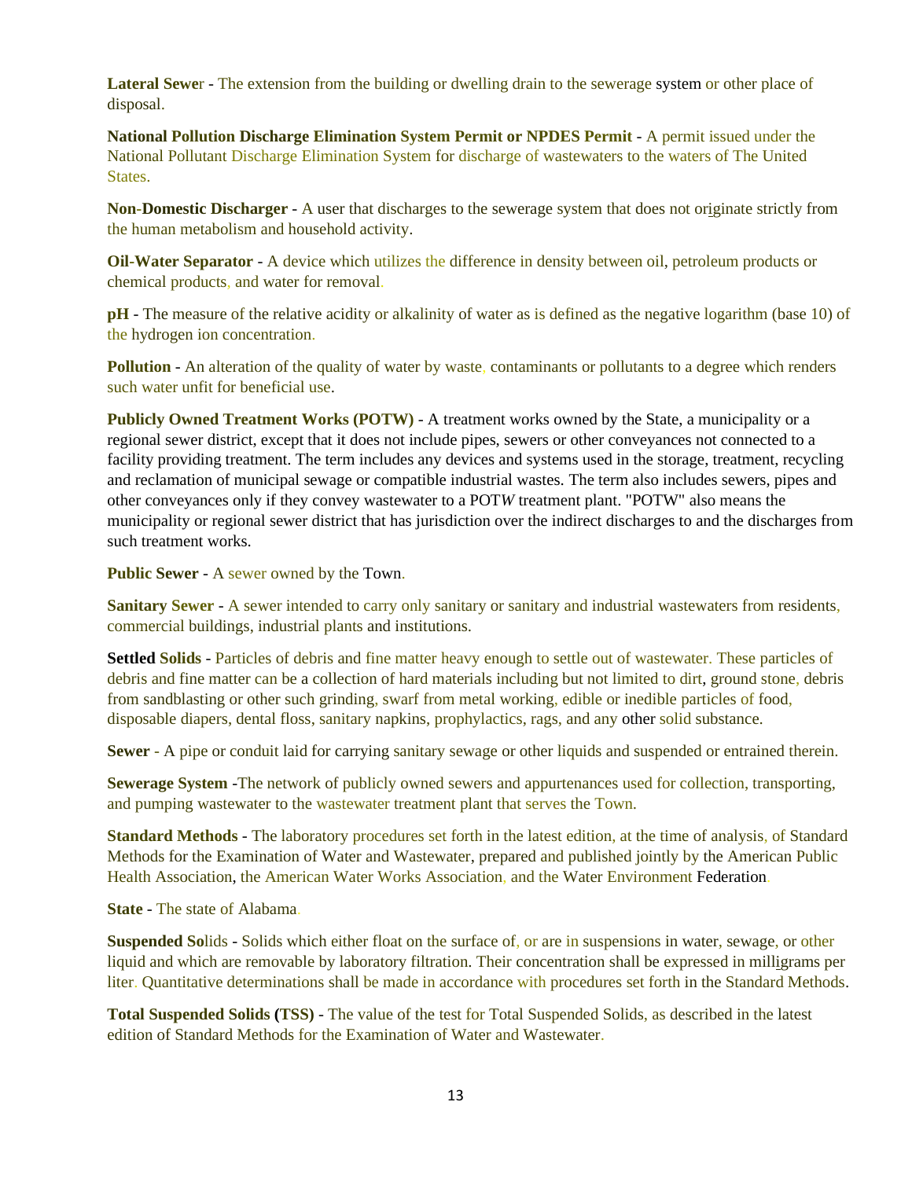**Lateral Sewer** - The extension from the building or dwelling drain to the sewerage system or other place of disposal.

**National Pollution Discharge Elimination System Permit or NPDES Permit** - A permit issued under the National Pollutant Discharge Elimination System for discharge of wastewaters to the waters of The United States.

**Non-Domestic Discharger** - A user that discharges to the sewerage system that does not originate strictly from the human metabolism and household activity.

**Oil-Water Separator** - A device which utilizes the difference in density between oil, petroleum products or chemical products, and water for removal.

**pH** - The measure of the relative acidity or alkalinity of water as is defined as the negative logarithm (base 10) of the hydrogen ion concentration.

**Pollution** - An alteration of the quality of water by waste, contaminants or pollutants to a degree which renders such water unfit for beneficial use.

**Publicly Owned Treatment Works (POTW)** - A treatment works owned by the State, a municipality or a regional sewer district, except that it does not include pipes, sewers or other conveyances not connected to a facility providing treatment. The term includes any devices and systems used in the storage, treatment, recycling and reclamation of municipal sewage or compatible industrial wastes. The term also includes sewers, pipes and other conveyances only if they convey wastewater to a POT*W* treatment plant. "POTW" also means the municipality or regional sewer district that has jurisdiction over the indirect discharges to and the discharges from such treatment works.

**Public Sewer** - A sewer owned by the Town.

**Sanitary Sewer** - A sewer intended to carry only sanitary or sanitary and industrial wastewaters from residents, commercial buildings, industrial plants and institutions.

**Settled Solids** - Particles of debris and fine matter heavy enough to settle out of wastewater. These particles of debris and fine matter can be a collection of hard materials including but not limited to dirt, ground stone, debris from sandblasting or other such grinding, swarf from metal working, edible or inedible particles of food, disposable diapers, dental floss, sanitary napkins, prophylactics, rags, and any other solid substance.

**Sewer** - A pipe or conduit laid for carrying sanitary sewage or other liquids and suspended or entrained therein.

**Sewerage System** -The network of publicly owned sewers and appurtenances used for collection, transporting, and pumping wastewater to the wastewater treatment plant that serves the Town.

**Standard Methods** - The laboratory procedures set forth in the latest edition, at the time of analysis, of Standard Methods for the Examination of Water and Wastewater, prepared and published jointly by the American Public Health Association, the American Water Works Association, and the Water Environment Federation.

**State** - The state of Alabama.

**Suspended Solids** - Solids which either float on the surface of, or are in suspensions in water, sewage, or other liquid and which are removable by laboratory filtration. Their concentration shall be expressed in milligrams per liter. Quantitative determinations shall be made in accordance with procedures set forth in the Standard Methods.

**Total Suspended Solids (TSS)** - The value of the test for Total Suspended Solids, as described in the latest edition of Standard Methods for the Examination of Water and Wastewater.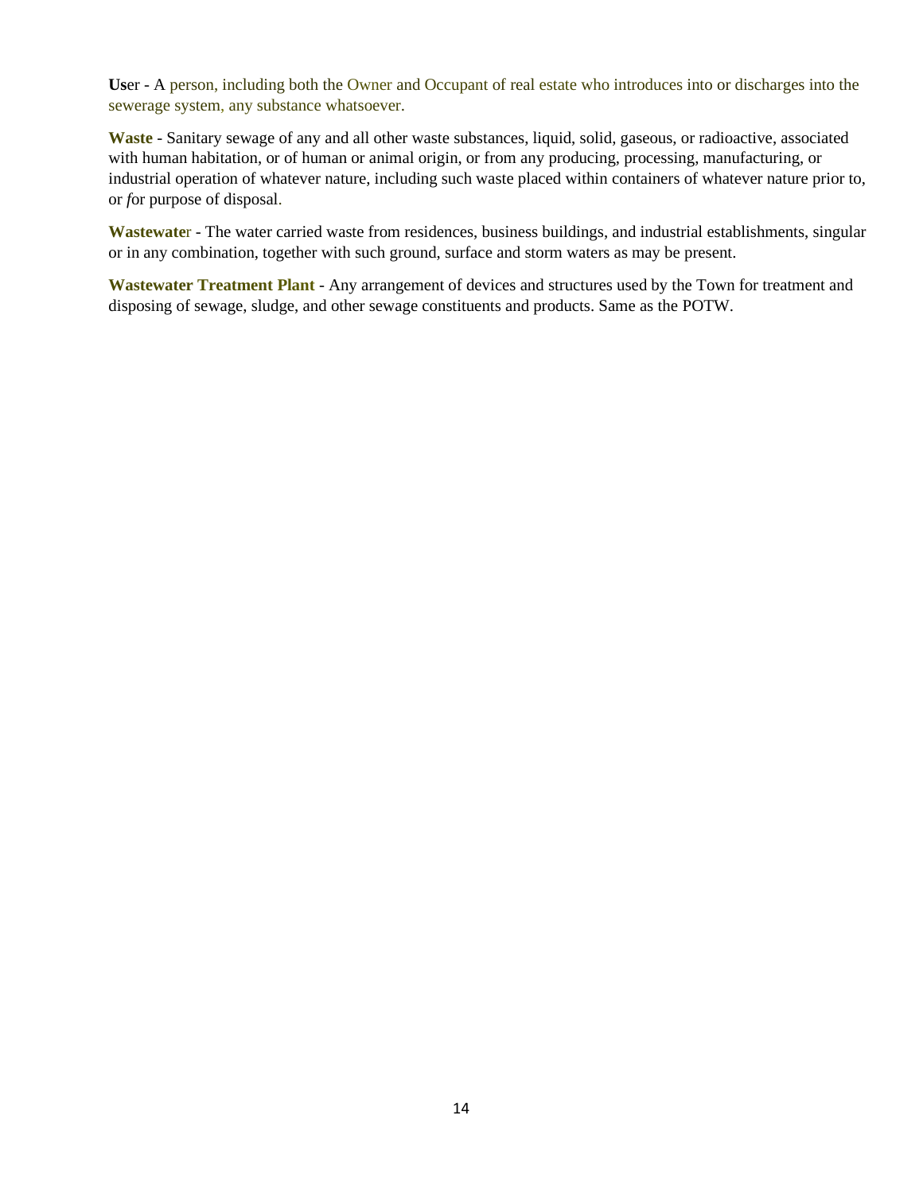**User** - A person, including both the Owner and Occupant of real estate who introduces into or discharges into the sewerage system, any substance whatsoever.

**Waste** - Sanitary sewage of any and all other waste substances, liquid, solid, gaseous, or radioactive, associated with human habitation, or of human or animal origin, or from any producing, processing, manufacturing, or industrial operation of whatever nature, including such waste placed within containers of whatever nature prior to, or for purpose of disposal.

**Wastewater** - The water carried waste from residences, business buildings, and industrial establishments, singular or in any combination, together with such ground, surface and storm waters as may be present.

**Wastewater Treatment Plant** - Any arrangement of devices and structures used by the Town for treatment and disposing of sewage, sludge, and other sewage constituents and products. Same as the POTW.